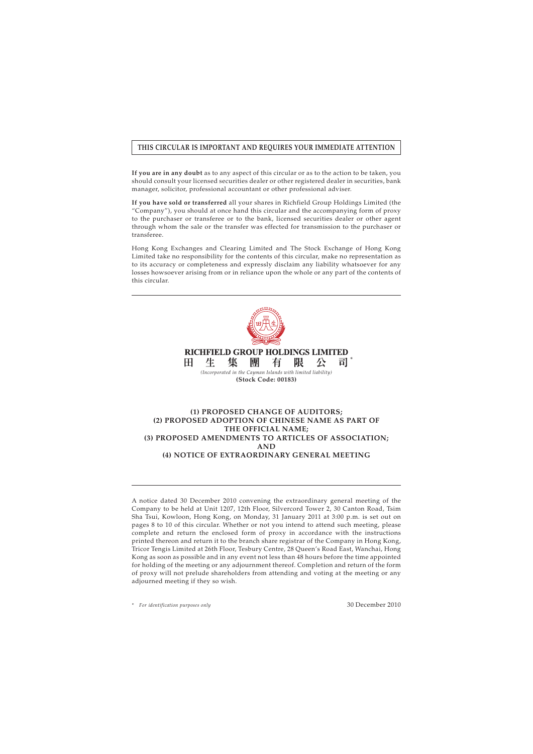**THIS CIRCULAR IS IMPORTANT AND REQUIRES YOUR IMMEDIATE ATTENTION**

**If you are in any doubt** as to any aspect of this circular or as to the action to be taken, you should consult your licensed securities dealer or other registered dealer in securities, bank manager, solicitor, professional accountant or other professional adviser.

**If you have sold or transferred** all your shares in Richfield Group Holdings Limited (the "Company"), you should at once hand this circular and the accompanying form of proxy to the purchaser or transferee or to the bank, licensed securities dealer or other agent through whom the sale or the transfer was effected for transmission to the purchaser or transferee.

Hong Kong Exchanges and Clearing Limited and The Stock Exchange of Hong Kong Limited take no responsibility for the contents of this circular, make no representation as to its accuracy or completeness and expressly disclaim any liability whatsoever for any losses howsoever arising from or in reliance upon the whole or any part of the contents of this circular.

**RICHFIELD GROUP HOLDINGS LIMITED**

**田 生 集 團 有 限 公 司** *

*(Incorporated in the Cayman Islands with limited liability)*

**(Stock Code: 00183)**

**(1) PROPOSED CHANGE OF AUDITORS;**
**(2) PROPOSED ADOPTION OF CHINESE NAME AS PART OF THE OFFICIAL NAME;**
**(3) PROPOSED AMENDMENTS TO ARTICLES OF ASSOCIATION;**
**AND**
**(4) NOTICE OF EXTRAORDINARY GENERAL MEETING**

A notice dated 30 December 2010 convening the extraordinary general meeting of the Company to be held at Unit 1207, 12th Floor, Silvercord Tower 2, 30 Canton Road, Tsim Sha Tsui, Kowloon, Hong Kong, on Monday, 31 January 2011 at 3:00 p.m. is set out on pages 8 to 10 of this circular. Whether or not you intend to attend such meeting, please complete and return the enclosed form of proxy in accordance with the instructions printed thereon and return it to the branch share registrar of the Company in Hong Kong, Tricor Tengis Limited at 26th Floor, Tesbury Centre, 28 Queen's Road East, Wanchai, Hong Kong as soon as possible and in any event not less than 48 hours before the time appointed for holding of the meeting or any adjournment thereof. Completion and return of the form of proxy will not prelude shareholders from attending and voting at the meeting or any adjourned meeting if they so wish.

\* *For identification purposes only*

30 December 2010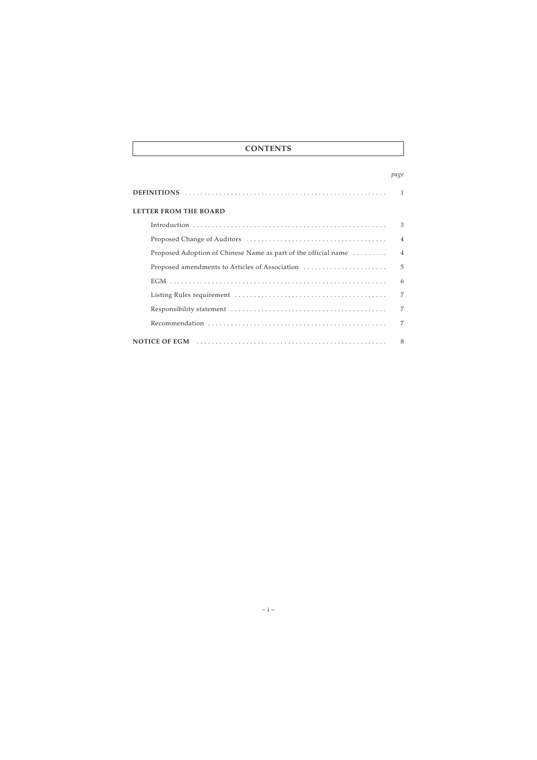# CONTENTS

| | *page* |
|---|---|
| **DEFINITIONS** | 1 |
| **LETTER FROM THE BOARD** | |
| Introduction | 3 |
| Proposed Change of Auditors | 4 |
| Proposed Adoption of Chinese Name as part of the official name | 4 |
| Proposed amendments to Articles of Association | 5 |
| EGM | 6 |
| Listing Rules requirement | 7 |
| Responsibility statement | 7 |
| Recommendation | 7 |
| **NOTICE OF EGM** | 8 |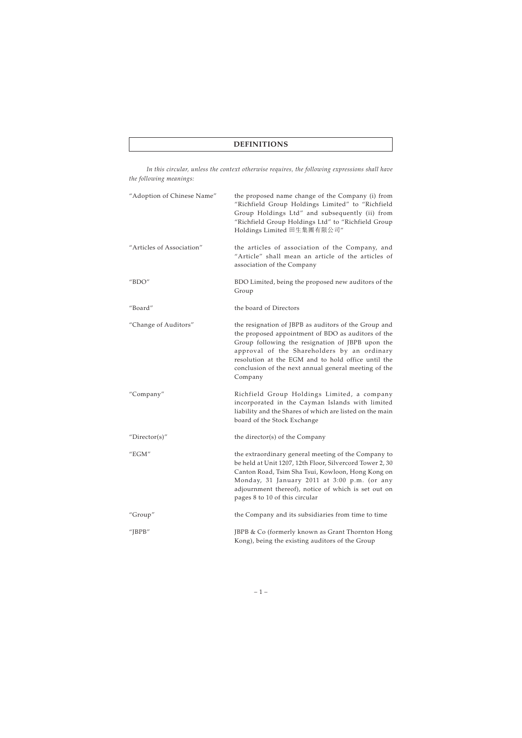# DEFINITIONS

*In this circular, unless the context otherwise requires, the following expressions shall have the following meanings:*

| | |
|---|---|
| "Adoption of Chinese Name" | the proposed name change of the Company (i) from "Richfield Group Holdings Limited" to "Richfield Group Holdings Ltd" and subsequently (ii) from "Richfield Group Holdings Ltd" to "Richfield Group Holdings Limited 田生集團有限公司" |
| "Articles of Association" | the articles of association of the Company, and "Article" shall mean an article of the articles of association of the Company |
| "BDO" | BDO Limited, being the proposed new auditors of the Group |
| "Board" | the board of Directors |
| "Change of Auditors" | the resignation of JBPB as auditors of the Group and the proposed appointment of BDO as auditors of the Group following the resignation of JBPB upon the approval of the Shareholders by an ordinary resolution at the EGM and to hold office until the conclusion of the next annual general meeting of the Company |
| "Company" | Richfield Group Holdings Limited, a company incorporated in the Cayman Islands with limited liability and the Shares of which are listed on the main board of the Stock Exchange |
| "Director(s)" | the director(s) of the Company |
| "EGM" | the extraordinary general meeting of the Company to be held at Unit 1207, 12th Floor, Silvercord Tower 2, 30 Canton Road, Tsim Sha Tsui, Kowloon, Hong Kong on Monday, 31 January 2011 at 3:00 p.m. (or any adjournment thereof), notice of which is set out on pages 8 to 10 of this circular |
| "Group" | the Company and its subsidiaries from time to time |
| "JBPB" | JBPB & Co (formerly known as Grant Thornton Hong Kong), being the existing auditors of the Group |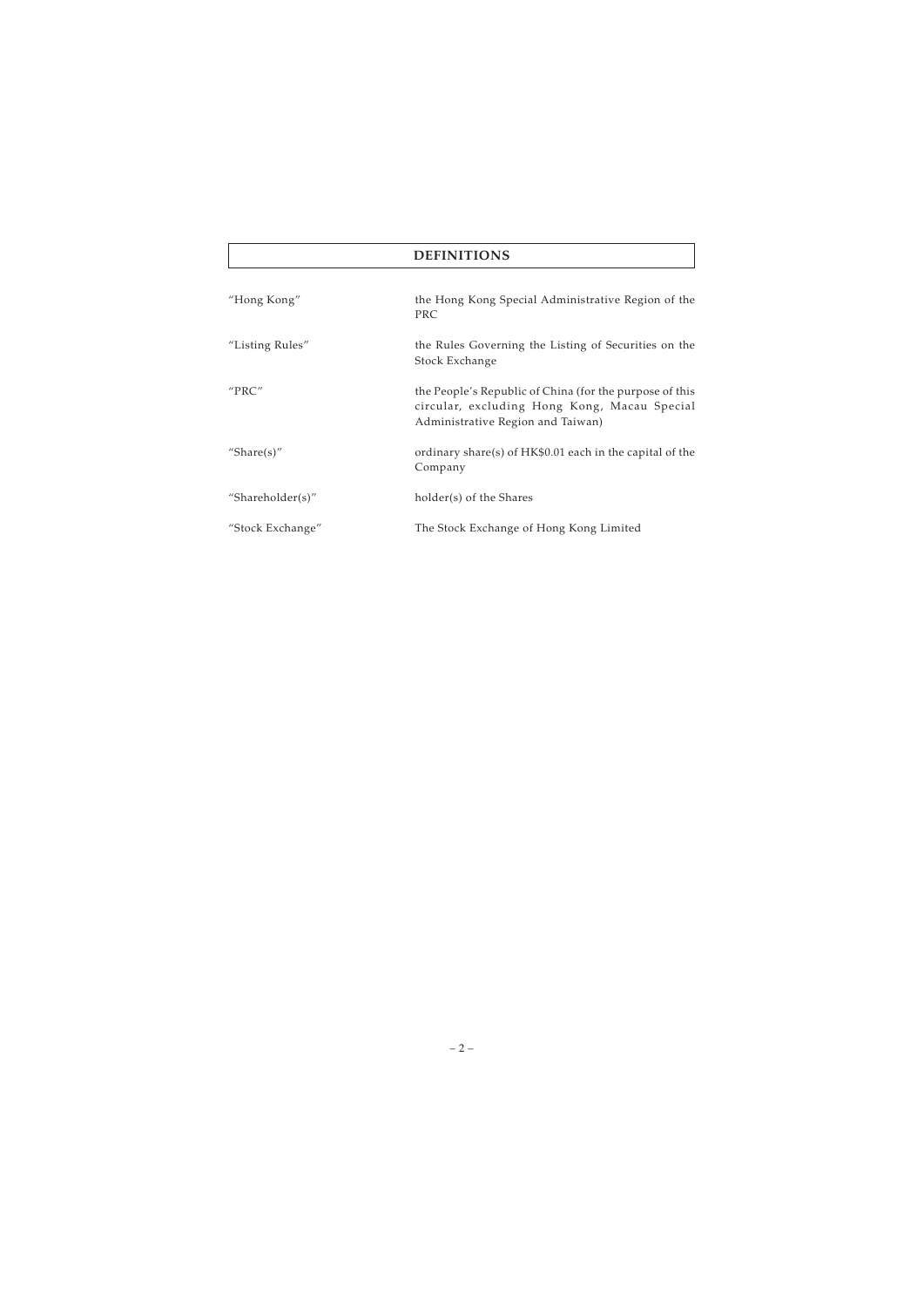## DEFINITIONS

| | |
|---|---|
| "Hong Kong" | the Hong Kong Special Administrative Region of the PRC |
| "Listing Rules" | the Rules Governing the Listing of Securities on the Stock Exchange |
| "PRC" | the People's Republic of China (for the purpose of this circular, excluding Hong Kong, Macau Special Administrative Region and Taiwan) |
| "Share(s)" | ordinary share(s) of HK$0.01 each in the capital of the Company |
| "Shareholder(s)" | holder(s) of the Shares |
| "Stock Exchange" | The Stock Exchange of Hong Kong Limited |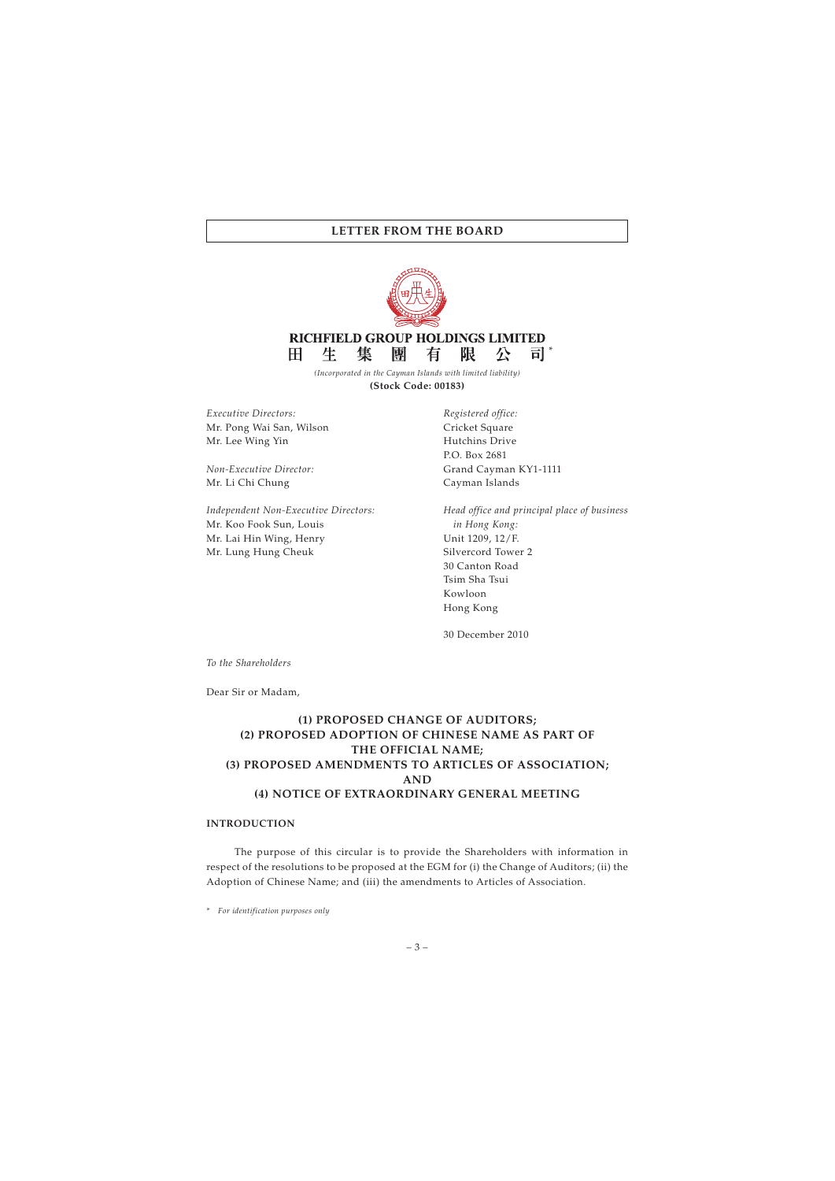## LETTER FROM THE BOARD

**RICHFIELD GROUP HOLDINGS LIMITED**
**田生集團有限公司***

*(Incorporated in the Cayman Islands with limited liability)*
**(Stock Code: 00183)**

*Executive Directors:*
Mr. Pong Wai San, Wilson
Mr. Lee Wing Yin

*Non-Executive Director:*
Mr. Li Chi Chung

*Independent Non-Executive Directors:*
Mr. Koo Fook Sun, Louis
Mr. Lai Hin Wing, Henry
Mr. Lung Hung Cheuk

*Registered office:*
Cricket Square
Hutchins Drive
P.O. Box 2681
Grand Cayman KY1-1111
Cayman Islands

*Head office and principal place of business in Hong Kong:*
Unit 1209, 12/F.
Silvercord Tower 2
30 Canton Road
Tsim Sha Tsui
Kowloon
Hong Kong

30 December 2010

*To the Shareholders*

Dear Sir or Madam,

**(1) PROPOSED CHANGE OF AUDITORS;**
**(2) PROPOSED ADOPTION OF CHINESE NAME AS PART OF THE OFFICIAL NAME;**
**(3) PROPOSED AMENDMENTS TO ARTICLES OF ASSOCIATION;**
**AND**
**(4) NOTICE OF EXTRAORDINARY GENERAL MEETING**

### INTRODUCTION

The purpose of this circular is to provide the Shareholders with information in respect of the resolutions to be proposed at the EGM for (i) the Change of Auditors; (ii) the Adoption of Chinese Name; and (iii) the amendments to Articles of Association.

\* *For identification purposes only*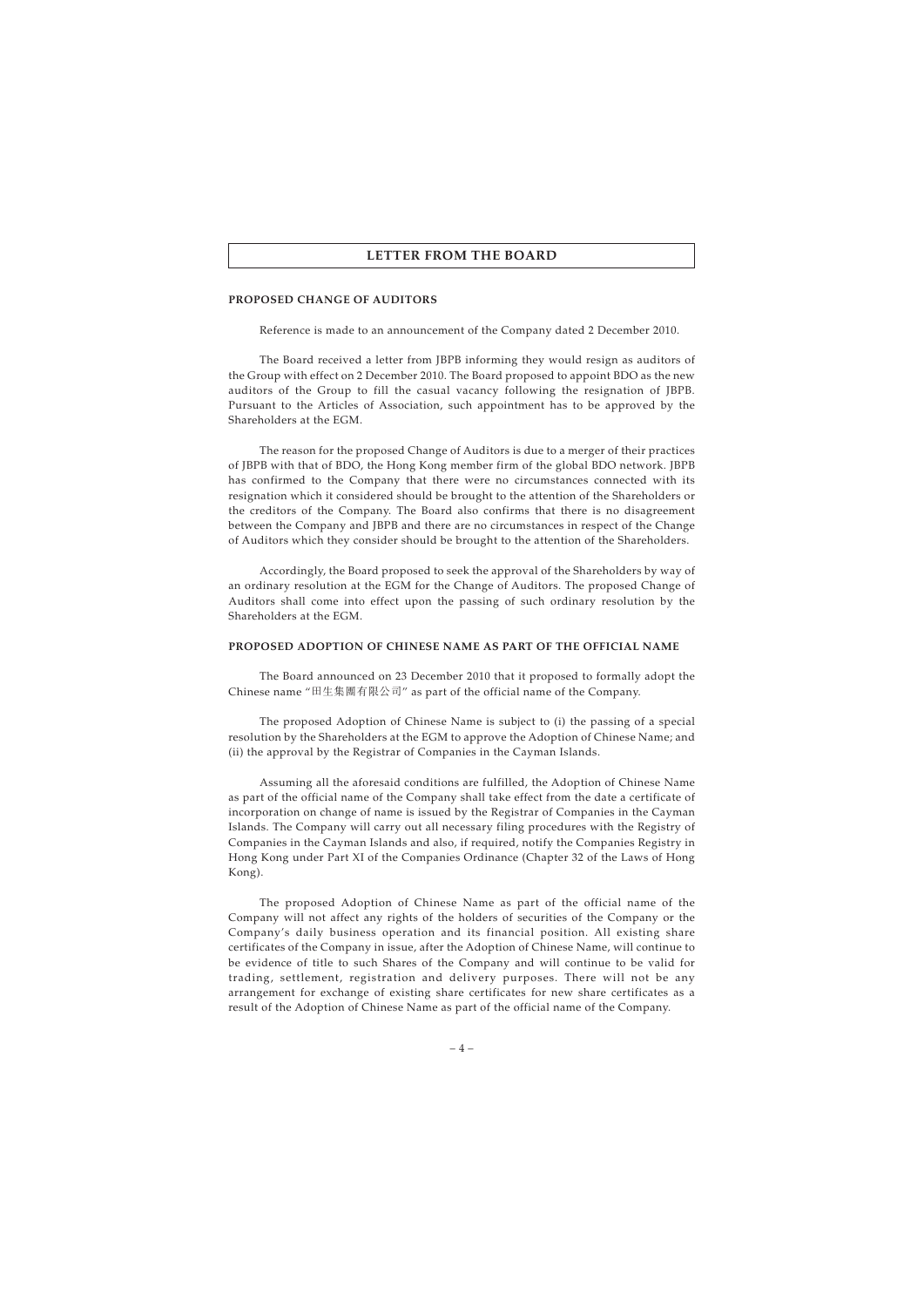## LETTER FROM THE BOARD

### PROPOSED CHANGE OF AUDITORS

Reference is made to an announcement of the Company dated 2 December 2010.

The Board received a letter from JBPB informing they would resign as auditors of the Group with effect on 2 December 2010. The Board proposed to appoint BDO as the new auditors of the Group to fill the casual vacancy following the resignation of JBPB. Pursuant to the Articles of Association, such appointment has to be approved by the Shareholders at the EGM.

The reason for the proposed Change of Auditors is due to a merger of their practices of JBPB with that of BDO, the Hong Kong member firm of the global BDO network. JBPB has confirmed to the Company that there were no circumstances connected with its resignation which it considered should be brought to the attention of the Shareholders or the creditors of the Company. The Board also confirms that there is no disagreement between the Company and JBPB and there are no circumstances in respect of the Change of Auditors which they consider should be brought to the attention of the Shareholders.

Accordingly, the Board proposed to seek the approval of the Shareholders by way of an ordinary resolution at the EGM for the Change of Auditors. The proposed Change of Auditors shall come into effect upon the passing of such ordinary resolution by the Shareholders at the EGM.

### PROPOSED ADOPTION OF CHINESE NAME AS PART OF THE OFFICIAL NAME

The Board announced on 23 December 2010 that it proposed to formally adopt the Chinese name "田生集團有限公司" as part of the official name of the Company.

The proposed Adoption of Chinese Name is subject to (i) the passing of a special resolution by the Shareholders at the EGM to approve the Adoption of Chinese Name; and (ii) the approval by the Registrar of Companies in the Cayman Islands.

Assuming all the aforesaid conditions are fulfilled, the Adoption of Chinese Name as part of the official name of the Company shall take effect from the date a certificate of incorporation on change of name is issued by the Registrar of Companies in the Cayman Islands. The Company will carry out all necessary filing procedures with the Registry of Companies in the Cayman Islands and also, if required, notify the Companies Registry in Hong Kong under Part XI of the Companies Ordinance (Chapter 32 of the Laws of Hong Kong).

The proposed Adoption of Chinese Name as part of the official name of the Company will not affect any rights of the holders of securities of the Company or the Company's daily business operation and its financial position. All existing share certificates of the Company in issue, after the Adoption of Chinese Name, will continue to be evidence of title to such Shares of the Company and will continue to be valid for trading, settlement, registration and delivery purposes. There will not be any arrangement for exchange of existing share certificates for new share certificates as a result of the Adoption of Chinese Name as part of the official name of the Company.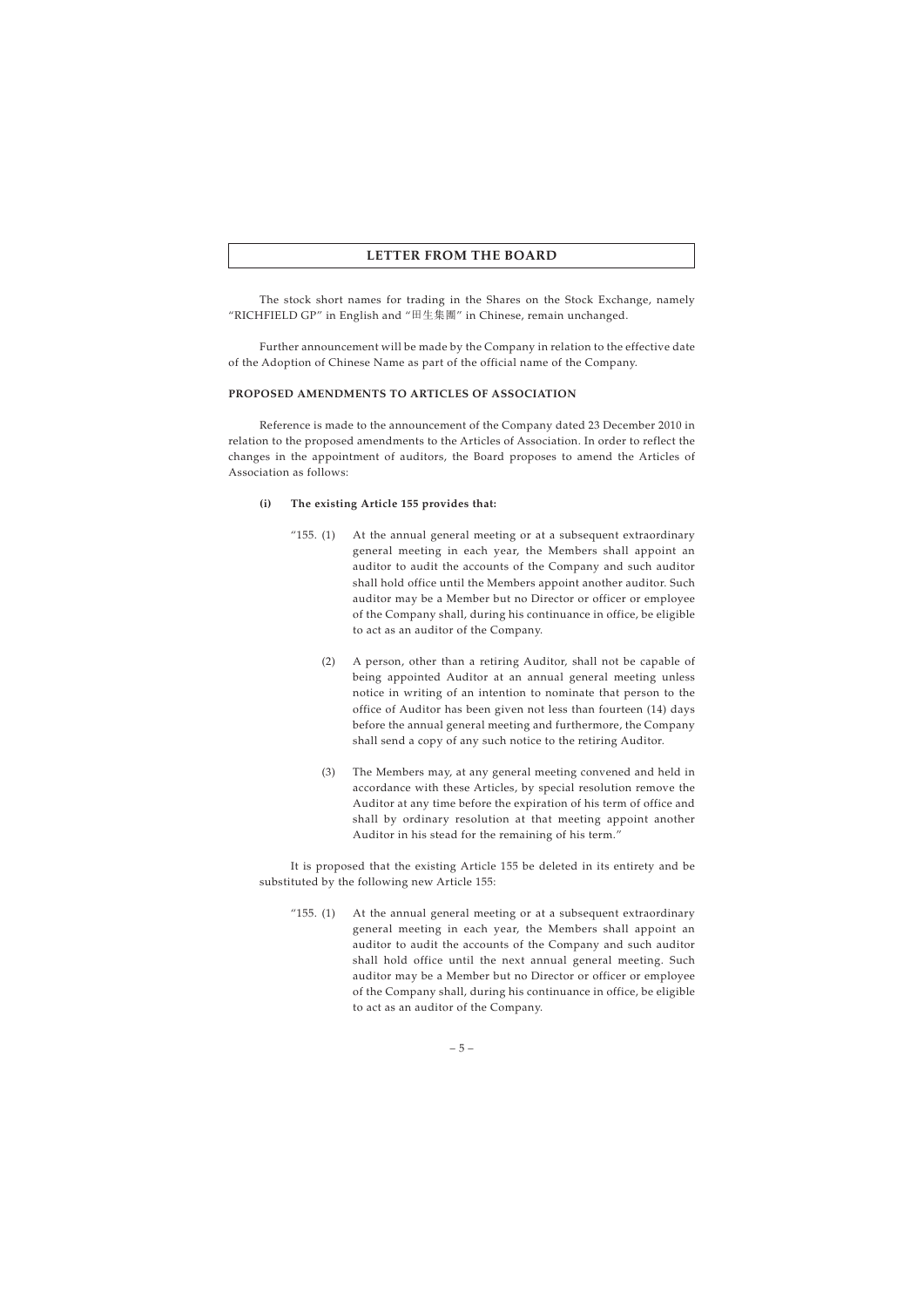The stock short names for trading in the Shares on the Stock Exchange, namely "RICHFIELD GP" in English and "田生集團" in Chinese, remain unchanged.

Further announcement will be made by the Company in relation to the effective date of the Adoption of Chinese Name as part of the official name of the Company.

**PROPOSED AMENDMENTS TO ARTICLES OF ASSOCIATION**

Reference is made to the announcement of the Company dated 23 December 2010 in relation to the proposed amendments to the Articles of Association. In order to reflect the changes in the appointment of auditors, the Board proposes to amend the Articles of Association as follows:

**(i) The existing Article 155 provides that:**

"155. (1) At the annual general meeting or at a subsequent extraordinary general meeting in each year, the Members shall appoint an auditor to audit the accounts of the Company and such auditor shall hold office until the Members appoint another auditor. Such auditor may be a Member but no Director or officer or employee of the Company shall, during his continuance in office, be eligible to act as an auditor of the Company.

(2) A person, other than a retiring Auditor, shall not be capable of being appointed Auditor at an annual general meeting unless notice in writing of an intention to nominate that person to the office of Auditor has been given not less than fourteen (14) days before the annual general meeting and furthermore, the Company shall send a copy of any such notice to the retiring Auditor.

(3) The Members may, at any general meeting convened and held in accordance with these Articles, by special resolution remove the Auditor at any time before the expiration of his term of office and shall by ordinary resolution at that meeting appoint another Auditor in his stead for the remaining of his term."

It is proposed that the existing Article 155 be deleted in its entirety and be substituted by the following new Article 155:

"155. (1) At the annual general meeting or at a subsequent extraordinary general meeting in each year, the Members shall appoint an auditor to audit the accounts of the Company and such auditor shall hold office until the next annual general meeting. Such auditor may be a Member but no Director or officer or employee of the Company shall, during his continuance in office, be eligible to act as an auditor of the Company.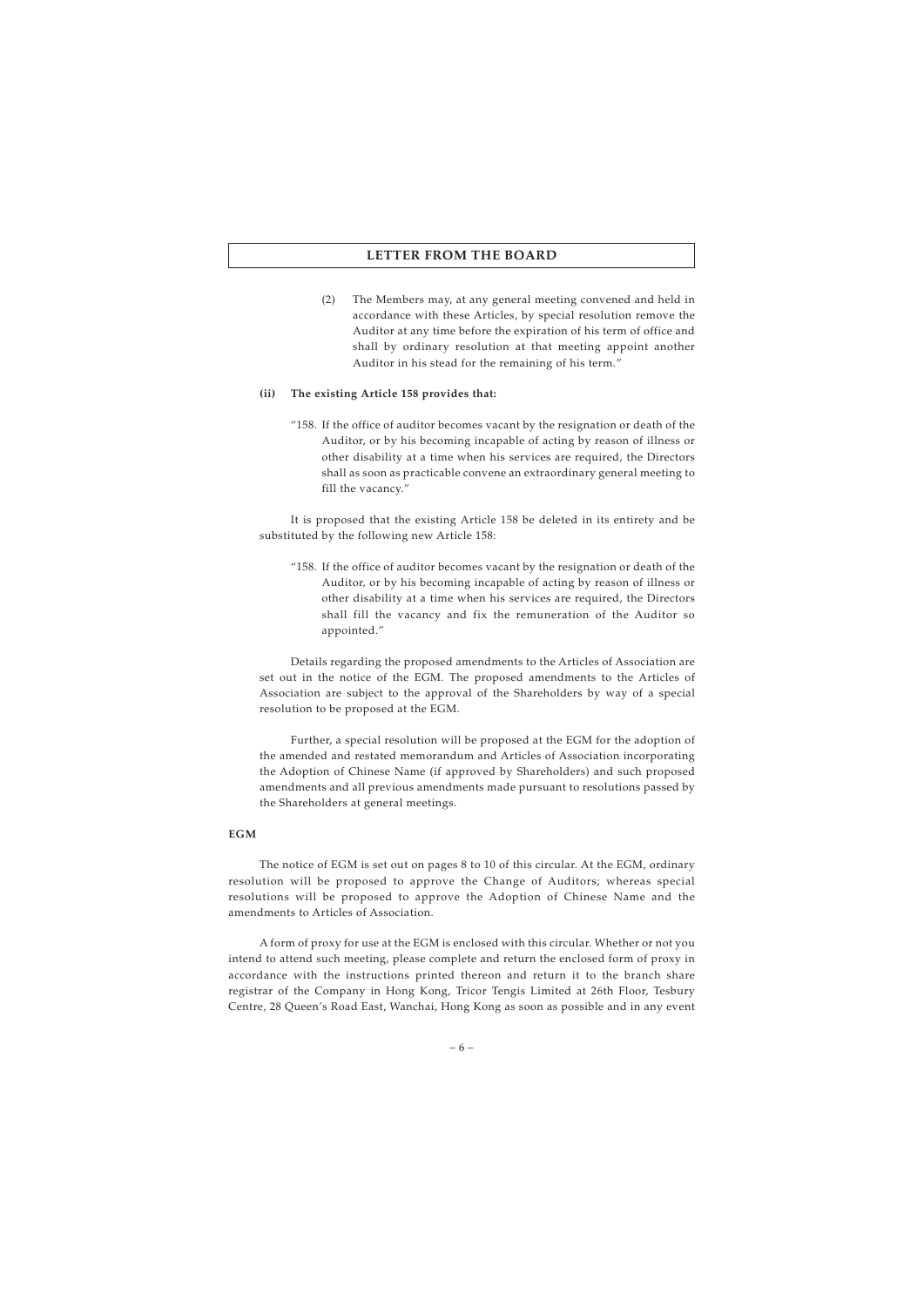(2) The Members may, at any general meeting convened and held in accordance with these Articles, by special resolution remove the Auditor at any time before the expiration of his term of office and shall by ordinary resolution at that meeting appoint another Auditor in his stead for the remaining of his term."

**(ii) The existing Article 158 provides that:**

"158. If the office of auditor becomes vacant by the resignation or death of the Auditor, or by his becoming incapable of acting by reason of illness or other disability at a time when his services are required, the Directors shall as soon as practicable convene an extraordinary general meeting to fill the vacancy."

It is proposed that the existing Article 158 be deleted in its entirety and be substituted by the following new Article 158:

"158. If the office of auditor becomes vacant by the resignation or death of the Auditor, or by his becoming incapable of acting by reason of illness or other disability at a time when his services are required, the Directors shall fill the vacancy and fix the remuneration of the Auditor so appointed."

Details regarding the proposed amendments to the Articles of Association are set out in the notice of the EGM. The proposed amendments to the Articles of Association are subject to the approval of the Shareholders by way of a special resolution to be proposed at the EGM.

Further, a special resolution will be proposed at the EGM for the adoption of the amended and restated memorandum and Articles of Association incorporating the Adoption of Chinese Name (if approved by Shareholders) and such proposed amendments and all previous amendments made pursuant to resolutions passed by the Shareholders at general meetings.

**EGM**

The notice of EGM is set out on pages 8 to 10 of this circular. At the EGM, ordinary resolution will be proposed to approve the Change of Auditors; whereas special resolutions will be proposed to approve the Adoption of Chinese Name and the amendments to Articles of Association.

A form of proxy for use at the EGM is enclosed with this circular. Whether or not you intend to attend such meeting, please complete and return the enclosed form of proxy in accordance with the instructions printed thereon and return it to the branch share registrar of the Company in Hong Kong, Tricor Tengis Limited at 26th Floor, Tesbury Centre, 28 Queen's Road East, Wanchai, Hong Kong as soon as possible and in any event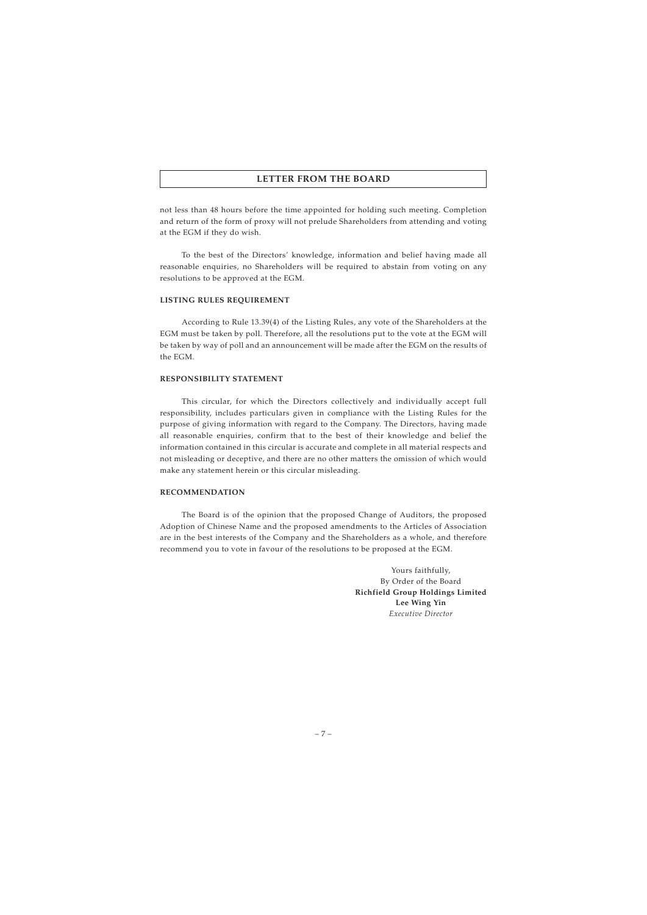not less than 48 hours before the time appointed for holding such meeting. Completion and return of the form of proxy will not prelude Shareholders from attending and voting at the EGM if they do wish.

To the best of the Directors' knowledge, information and belief having made all reasonable enquiries, no Shareholders will be required to abstain from voting on any resolutions to be approved at the EGM.

**LISTING RULES REQUIREMENT**

According to Rule 13.39(4) of the Listing Rules, any vote of the Shareholders at the EGM must be taken by poll. Therefore, all the resolutions put to the vote at the EGM will be taken by way of poll and an announcement will be made after the EGM on the results of the EGM.

**RESPONSIBILITY STATEMENT**

This circular, for which the Directors collectively and individually accept full responsibility, includes particulars given in compliance with the Listing Rules for the purpose of giving information with regard to the Company. The Directors, having made all reasonable enquiries, confirm that to the best of their knowledge and belief the information contained in this circular is accurate and complete in all material respects and not misleading or deceptive, and there are no other matters the omission of which would make any statement herein or this circular misleading.

**RECOMMENDATION**

The Board is of the opinion that the proposed Change of Auditors, the proposed Adoption of Chinese Name and the proposed amendments to the Articles of Association are in the best interests of the Company and the Shareholders as a whole, and therefore recommend you to vote in favour of the resolutions to be proposed at the EGM.

Yours faithfully,
By Order of the Board
**Richfield Group Holdings Limited**
**Lee Wing Yin**
*Executive Director*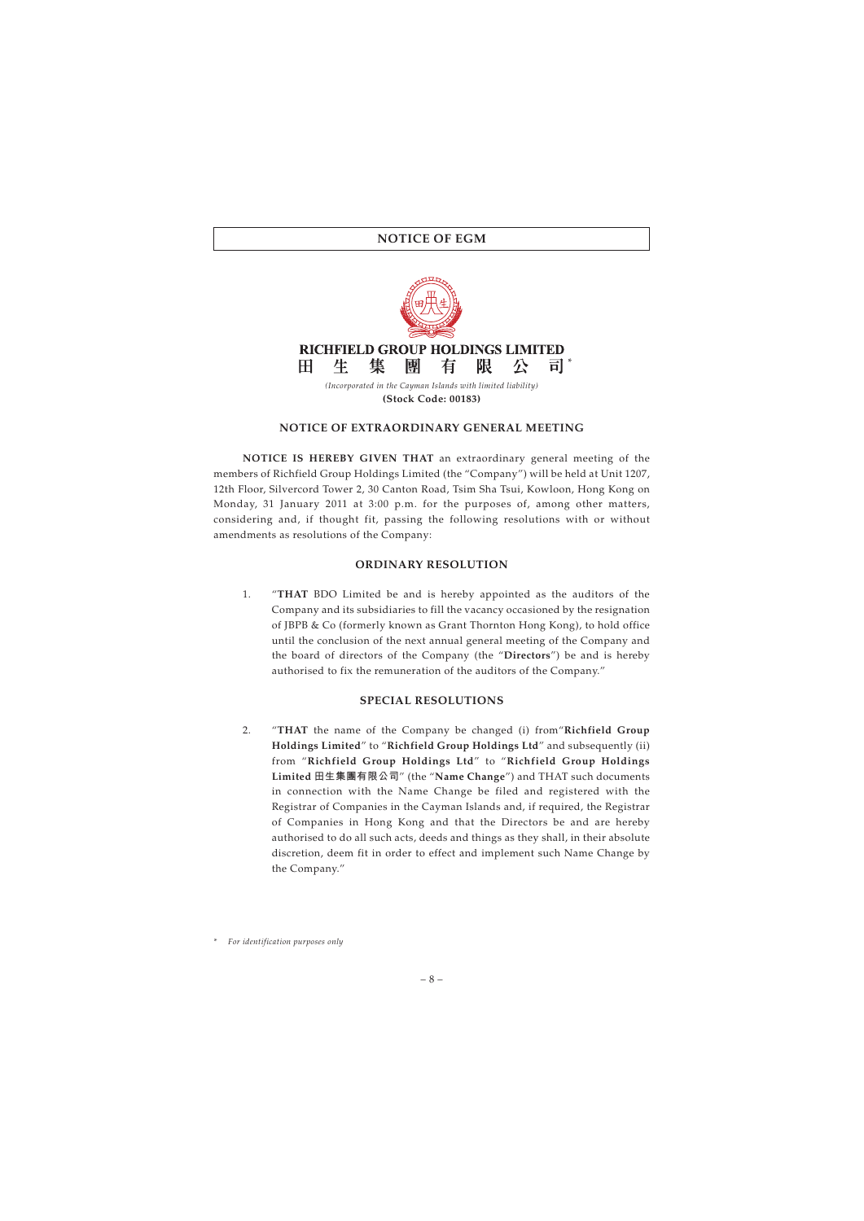# NOTICE OF EGM

**RICHFIELD GROUP HOLDINGS LIMITED**

**田 生 集 團 有 限 公 司** *

*(Incorporated in the Cayman Islands with limited liability)*

**(Stock Code: 00183)**

## NOTICE OF EXTRAORDINARY GENERAL MEETING

**NOTICE IS HEREBY GIVEN THAT** an extraordinary general meeting of the members of Richfield Group Holdings Limited (the "Company") will be held at Unit 1207, 12th Floor, Silvercord Tower 2, 30 Canton Road, Tsim Sha Tsui, Kowloon, Hong Kong on Monday, 31 January 2011 at 3:00 p.m. for the purposes of, among other matters, considering and, if thought fit, passing the following resolutions with or without amendments as resolutions of the Company:

### ORDINARY RESOLUTION

1. "**THAT** BDO Limited be and is hereby appointed as the auditors of the Company and its subsidiaries to fill the vacancy occasioned by the resignation of JBPB & Co (formerly known as Grant Thornton Hong Kong), to hold office until the conclusion of the next annual general meeting of the Company and the board of directors of the Company (the "**Directors**") be and is hereby authorised to fix the remuneration of the auditors of the Company."

### SPECIAL RESOLUTIONS

2. "**THAT** the name of the Company be changed (i) from"**Richfield Group Holdings Limited**" to "**Richfield Group Holdings Ltd**" and subsequently (ii) from "**Richfield Group Holdings Ltd**" to "**Richfield Group Holdings Limited 田生集團有限公司**" (the "**Name Change**") and THAT such documents in connection with the Name Change be filed and registered with the Registrar of Companies in the Cayman Islands and, if required, the Registrar of Companies in Hong Kong and that the Directors be and are hereby authorised to do all such acts, deeds and things as they shall, in their absolute discretion, deem fit in order to effect and implement such Name Change by the Company."

\* *For identification purposes only*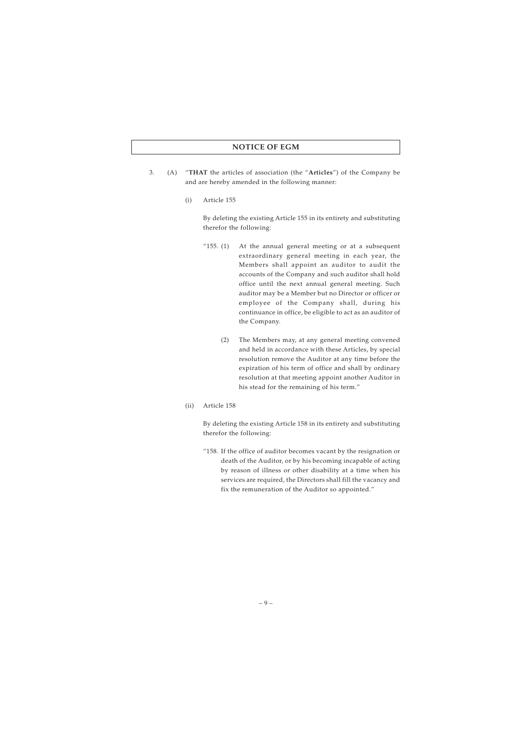## NOTICE OF EGM

3. (A) "**THAT** the articles of association (the "**Articles**") of the Company be and are hereby amended in the following manner:

   (i) Article 155

   By deleting the existing Article 155 in its entirety and substituting therefor the following:

   "155. (1) At the annual general meeting or at a subsequent extraordinary general meeting in each year, the Members shall appoint an auditor to audit the accounts of the Company and such auditor shall hold office until the next annual general meeting. Such auditor may be a Member but no Director or officer or employee of the Company shall, during his continuance in office, be eligible to act as an auditor of the Company.

   (2) The Members may, at any general meeting convened and held in accordance with these Articles, by special resolution remove the Auditor at any time before the expiration of his term of office and shall by ordinary resolution at that meeting appoint another Auditor in his stead for the remaining of his term."

   (ii) Article 158

   By deleting the existing Article 158 in its entirety and substituting therefor the following:

   "158. If the office of auditor becomes vacant by the resignation or death of the Auditor, or by his becoming incapable of acting by reason of illness or other disability at a time when his services are required, the Directors shall fill the vacancy and fix the remuneration of the Auditor so appointed."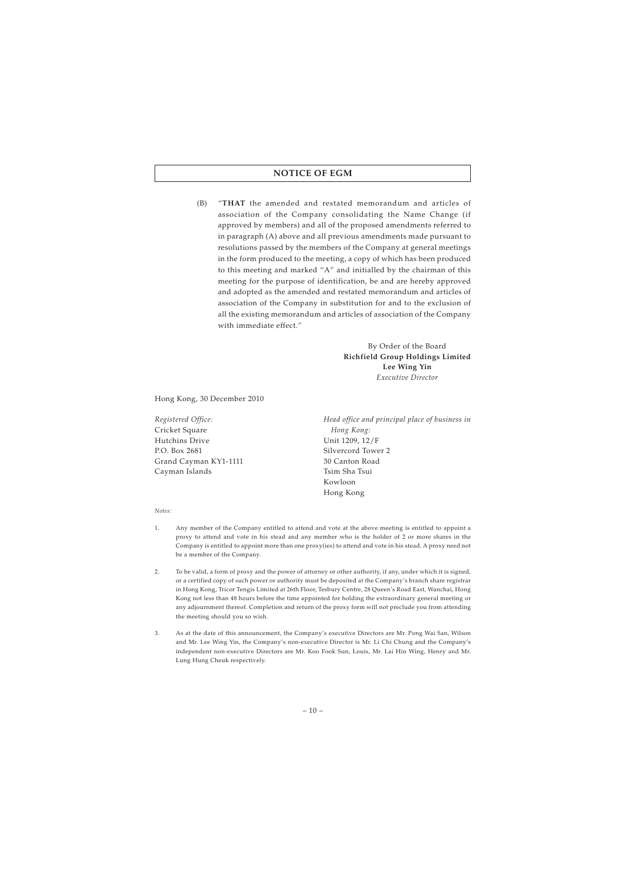## NOTICE OF EGM

(B) "**THAT** the amended and restated memorandum and articles of association of the Company consolidating the Name Change (if approved by members) and all of the proposed amendments referred to in paragraph (A) above and all previous amendments made pursuant to resolutions passed by the members of the Company at general meetings in the form produced to the meeting, a copy of which has been produced to this meeting and marked "A" and initialled by the chairman of this meeting for the purpose of identification, be and are hereby approved and adopted as the amended and restated memorandum and articles of association of the Company in substitution for and to the exclusion of all the existing memorandum and articles of association of the Company with immediate effect."

By Order of the Board
**Richfield Group Holdings Limited**
**Lee Wing Yin**
*Executive Director*

Hong Kong, 30 December 2010

*Registered Office:*
Cricket Square
Hutchins Drive
P.O. Box 2681
Grand Cayman KY1-1111
Cayman Islands

*Head office and principal place of business in Hong Kong:*
Unit 1209, 12/F
Silvercord Tower 2
30 Canton Road
Tsim Sha Tsui
Kowloon
Hong Kong

*Notes:*

1. Any member of the Company entitled to attend and vote at the above meeting is entitled to appoint a proxy to attend and vote in his stead and any member who is the holder of 2 or more shares in the Company is entitled to appoint more than one proxy(ies) to attend and vote in his stead. A proxy need not be a member of the Company.

2. To be valid, a form of proxy and the power of attorney or other authority, if any, under which it is signed, or a certified copy of such power or authority must be deposited at the Company's branch share registrar in Hong Kong, Tricor Tengis Limited at 26th Floor, Tesbury Centre, 28 Queen's Road East, Wanchai, Hong Kong not less than 48 hours before the time appointed for holding the extraordinary general meeting or any adjournment thereof. Completion and return of the proxy form will not preclude you from attending the meeting should you so wish.

3. As at the date of this announcement, the Company's executive Directors are Mr. Pong Wai San, Wilson and Mr. Lee Wing Yin, the Company's non-executive Director is Mr. Li Chi Chung and the Company's independent non-executive Directors are Mr. Koo Fook Sun, Louis, Mr. Lai Hin Wing, Henry and Mr. Lung Hung Cheuk respectively.